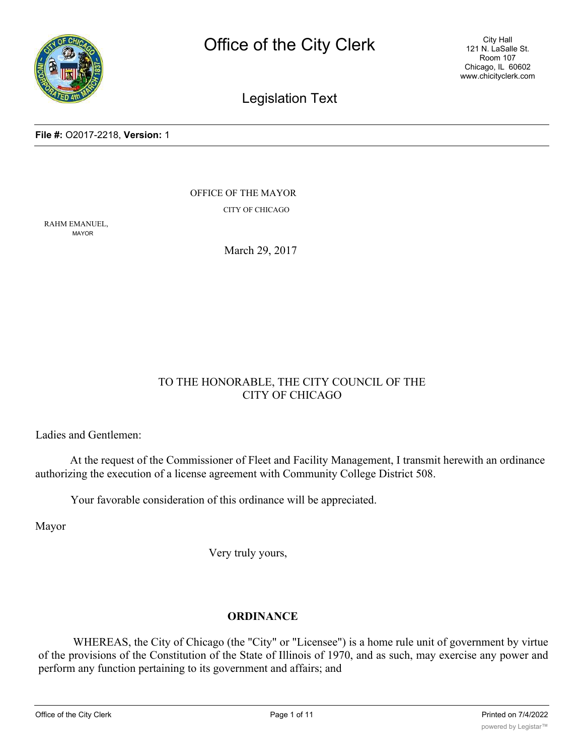# Office of the City Clerk

City Hall
121 N. LaSalle St.
Room 107
Chicago, IL 60602
www.chicityclerk.com

## Legislation Text

**File #:** O2017-2218, **Version:** 1

OFFICE OF THE MAYOR

CITY OF CHICAGO

RAHM EMANUEL,
MAYOR

March 29, 2017

TO THE HONORABLE, THE CITY COUNCIL OF THE CITY OF CHICAGO

Ladies and Gentlemen:

At the request of the Commissioner of Fleet and Facility Management, I transmit herewith an ordinance authorizing the execution of a license agreement with Community College District 508.

Your favorable consideration of this ordinance will be appreciated.

Mayor

Very truly yours,

**ORDINANCE**

WHEREAS, the City of Chicago (the "City" or "Licensee") is a home rule unit of government by virtue of the provisions of the Constitution of the State of Illinois of 1970, and as such, may exercise any power and perform any function pertaining to its government and affairs; and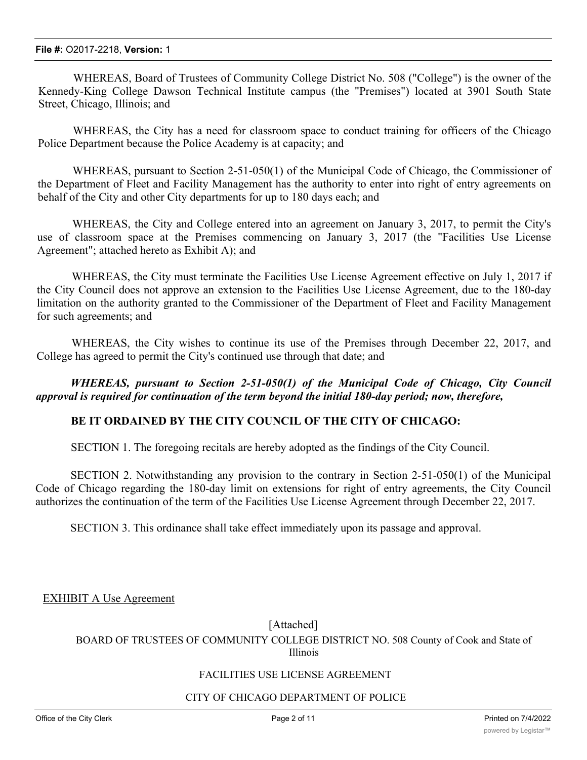WHEREAS, Board of Trustees of Community College District No. 508 ("College") is the owner of the Kennedy-King College Dawson Technical Institute campus (the "Premises") located at 3901 South State Street, Chicago, Illinois; and

WHEREAS, the City has a need for classroom space to conduct training for officers of the Chicago Police Department because the Police Academy is at capacity; and

WHEREAS, pursuant to Section 2-51-050(1) of the Municipal Code of Chicago, the Commissioner of the Department of Fleet and Facility Management has the authority to enter into right of entry agreements on behalf of the City and other City departments for up to 180 days each; and

WHEREAS, the City and College entered into an agreement on January 3, 2017, to permit the City's use of classroom space at the Premises commencing on January 3, 2017 (the "Facilities Use License Agreement"; attached hereto as Exhibit A); and

WHEREAS, the City must terminate the Facilities Use License Agreement effective on July 1, 2017 if the City Council does not approve an extension to the Facilities Use License Agreement, due to the 180-day limitation on the authority granted to the Commissioner of the Department of Fleet and Facility Management for such agreements; and

WHEREAS, the City wishes to continue its use of the Premises through December 22, 2017, and College has agreed to permit the City's continued use through that date; and

***WHEREAS, pursuant to Section 2-51-050(1) of the Municipal Code of Chicago, City Council approval is required for continuation of the term beyond the initial 180-day period; now, therefore,***

**BE IT ORDAINED BY THE CITY COUNCIL OF THE CITY OF CHICAGO:**

SECTION 1. The foregoing recitals are hereby adopted as the findings of the City Council.

SECTION 2. Notwithstanding any provision to the contrary in Section 2-51-050(1) of the Municipal Code of Chicago regarding the 180-day limit on extensions for right of entry agreements, the City Council authorizes the continuation of the term of the Facilities Use License Agreement through December 22, 2017.

SECTION 3. This ordinance shall take effect immediately upon its passage and approval.

EXHIBIT A Use Agreement

[Attached]

BOARD OF TRUSTEES OF COMMUNITY COLLEGE DISTRICT NO. 508 County of Cook and State of Illinois

FACILITIES USE LICENSE AGREEMENT

CITY OF CHICAGO DEPARTMENT OF POLICE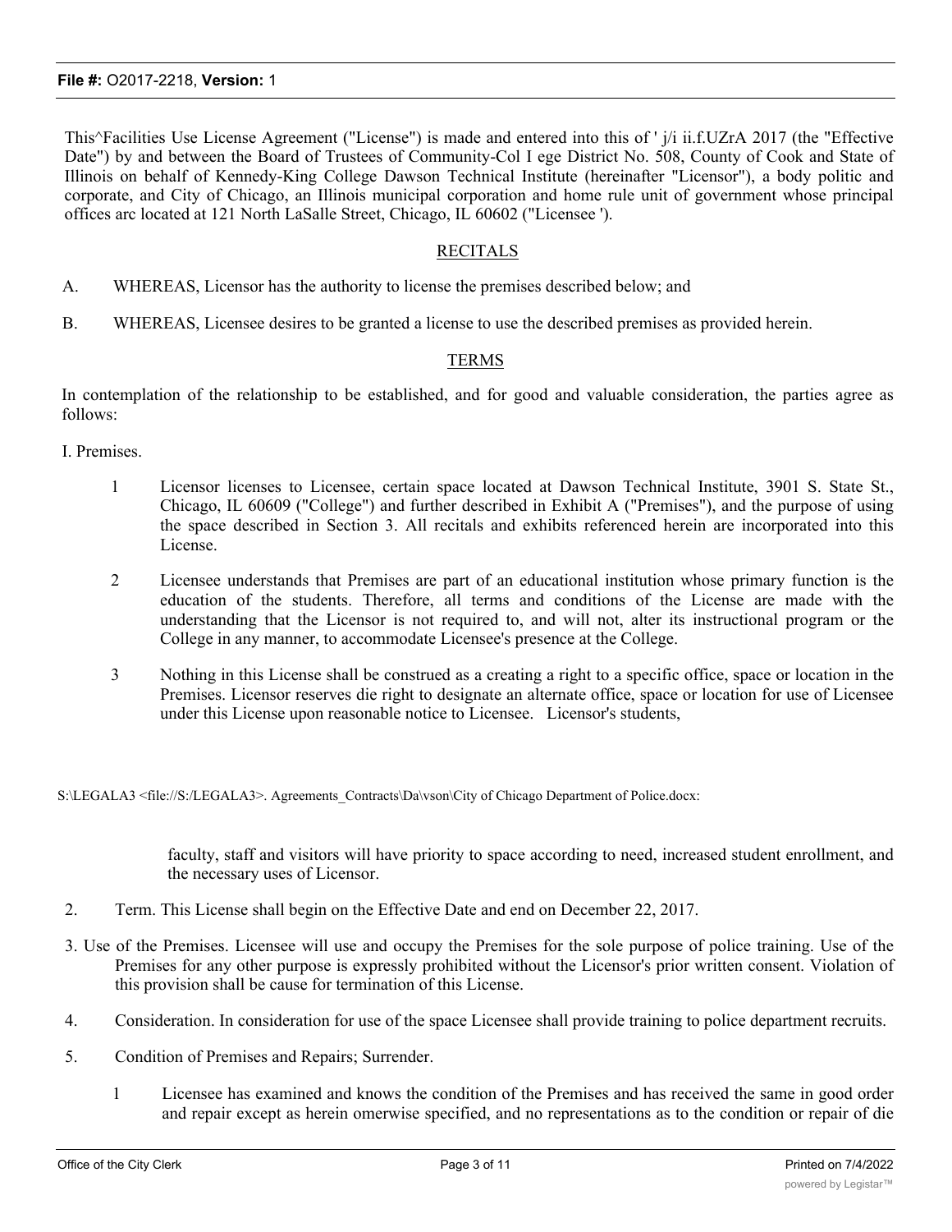This^Facilities Use License Agreement ("License") is made and entered into this of ' j/i ii.f.UZrA 2017 (the "Effective Date") by and between the Board of Trustees of Community-Col I ege District No. 508, County of Cook and State of Illinois on behalf of Kennedy-King College Dawson Technical Institute (hereinafter "Licensor"), a body politic and corporate, and City of Chicago, an Illinois municipal corporation and home rule unit of government whose principal offices arc located at 121 North LaSalle Street, Chicago, IL 60602 ("Licensee ').

## RECITALS

A. WHEREAS, Licensor has the authority to license the premises described below; and

B. WHEREAS, Licensee desires to be granted a license to use the described premises as provided herein.

## TERMS

In contemplation of the relationship to be established, and for good and valuable consideration, the parties agree as follows:

I. Premises.

1 Licensor licenses to Licensee, certain space located at Dawson Technical Institute, 3901 S. State St., Chicago, IL 60609 ("College") and further described in Exhibit A ("Premises"), and the purpose of using the space described in Section 3. All recitals and exhibits referenced herein are incorporated into this License.

2 Licensee understands that Premises are part of an educational institution whose primary function is the education of the students. Therefore, all terms and conditions of the License are made with the understanding that the Licensor is not required to, and will not, alter its instructional program or the College in any manner, to accommodate Licensee's presence at the College.

3 Nothing in this License shall be construed as a creating a right to a specific office, space or location in the Premises. Licensor reserves die right to designate an alternate office, space or location for use of Licensee under this License upon reasonable notice to Licensee. Licensor's students,

S:\LEGALA3 <file://S:/LEGALA3>. Agreements_Contracts\Da\vson\City of Chicago Department of Police.docx:

faculty, staff and visitors will have priority to space according to need, increased student enrollment, and the necessary uses of Licensor.

2. Term. This License shall begin on the Effective Date and end on December 22, 2017.

3. Use of the Premises. Licensee will use and occupy the Premises for the sole purpose of police training. Use of the Premises for any other purpose is expressly prohibited without the Licensor's prior written consent. Violation of this provision shall be cause for termination of this License.

4. Consideration. In consideration for use of the space Licensee shall provide training to police department recruits.

5. Condition of Premises and Repairs; Surrender.

1 Licensee has examined and knows the condition of the Premises and has received the same in good order and repair except as herein omerwise specified, and no representations as to the condition or repair of die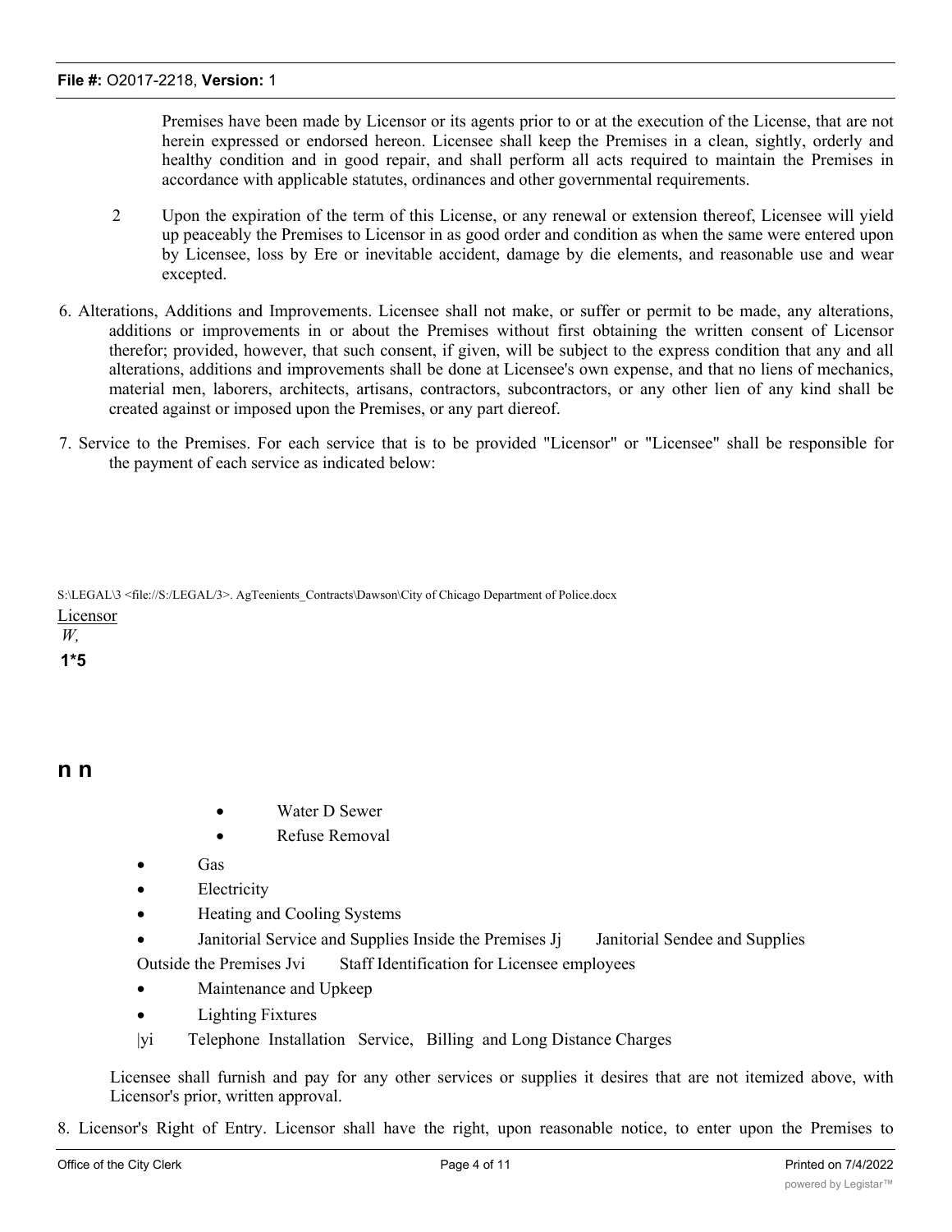Premises have been made by Licensor or its agents prior to or at the execution of the License, that are not herein expressed or endorsed hereon. Licensee shall keep the Premises in a clean, sightly, orderly and healthy condition and in good repair, and shall perform all acts required to maintain the Premises in accordance with applicable statutes, ordinances and other governmental requirements.

2 Upon the expiration of the term of this License, or any renewal or extension thereof, Licensee will yield up peaceably the Premises to Licensor in as good order and condition as when the same were entered upon by Licensee, loss by Ere or inevitable accident, damage by die elements, and reasonable use and wear excepted.

6. Alterations, Additions and Improvements. Licensee shall not make, or suffer or permit to be made, any alterations, additions or improvements in or about the Premises without first obtaining the written consent of Licensor therefor; provided, however, that such consent, if given, will be subject to the express condition that any and all alterations, additions and improvements shall be done at Licensee's own expense, and that no liens of mechanics, material men, laborers, architects, artisans, contractors, subcontractors, or any other lien of any kind shall be created against or imposed upon the Premises, or any part diereof.

7. Service to the Premises. For each service that is to be provided "Licensor" or "Licensee" shall be responsible for the payment of each service as indicated below:

S:\LEGAL\3 <file://S:/LEGAL/3>. AgTeenients_Contracts\Dawson\City of Chicago Department of Police.docx

Licensor

*W,*

**1*5**

**n n**

- Water D Sewer
- Refuse Removal
- Gas
- Electricity
- Heating and Cooling Systems
- Janitorial Service and Supplies Inside the Premises Jj Janitorial Sendee and Supplies

Outside the Premises Jvi Staff Identification for Licensee employees

- Maintenance and Upkeep
- Lighting Fixtures

|yi Telephone Installation Service, Billing and Long Distance Charges

Licensee shall furnish and pay for any other services or supplies it desires that are not itemized above, with Licensor's prior, written approval.

8. Licensor's Right of Entry. Licensor shall have the right, upon reasonable notice, to enter upon the Premises to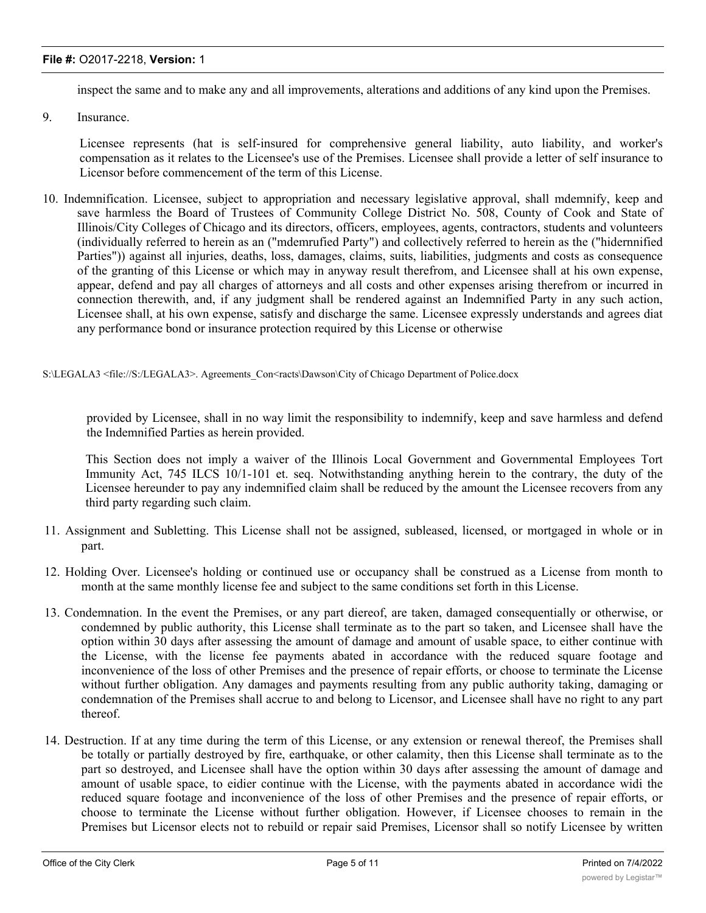inspect the same and to make any and all improvements, alterations and additions of any kind upon the Premises.

9. Insurance.

   Licensee represents (hat is self-insured for comprehensive general liability, auto liability, and worker's compensation as it relates to the Licensee's use of the Premises. Licensee shall provide a letter of self insurance to Licensor before commencement of the term of this License.

10. Indemnification. Licensee, subject to appropriation and necessary legislative approval, shall mdemnify, keep and save harmless the Board of Trustees of Community College District No. 508, County of Cook and State of Illinois/City Colleges of Chicago and its directors, officers, employees, agents, contractors, students and volunteers (individually referred to herein as an ("mdemrufied Party") and collectively referred to herein as the ("hidernnified Parties")) against all injuries, deaths, loss, damages, claims, suits, liabilities, judgments and costs as consequence of the granting of this License or which may in anyway result therefrom, and Licensee shall at his own expense, appear, defend and pay all charges of attorneys and all costs and other expenses arising therefrom or incurred in connection therewith, and, if any judgment shall be rendered against an Indemnified Party in any such action, Licensee shall, at his own expense, satisfy and discharge the same. Licensee expressly understands and agrees diat any performance bond or insurance protection required by this License or otherwise

S:\LEGALA3 <file://S:/LEGALA3>. Agreements_Con<racts\Dawson\City of Chicago Department of Police.docx

provided by Licensee, shall in no way limit the responsibility to indemnify, keep and save harmless and defend the Indemnified Parties as herein provided.

This Section does not imply a waiver of the Illinois Local Government and Governmental Employees Tort Immunity Act, 745 ILCS 10/1-101 et. seq. Notwithstanding anything herein to the contrary, the duty of the Licensee hereunder to pay any indemnified claim shall be reduced by the amount the Licensee recovers from any third party regarding such claim.

11. Assignment and Subletting. This License shall not be assigned, subleased, licensed, or mortgaged in whole or in part.

12. Holding Over. Licensee's holding or continued use or occupancy shall be construed as a License from month to month at the same monthly license fee and subject to the same conditions set forth in this License.

13. Condemnation. In the event the Premises, or any part diereof, are taken, damaged consequentially or otherwise, or condemned by public authority, this License shall terminate as to the part so taken, and Licensee shall have the option within 30 days after assessing the amount of damage and amount of usable space, to either continue with the License, with the license fee payments abated in accordance with the reduced square footage and inconvenience of the loss of other Premises and the presence of repair efforts, or choose to terminate the License without further obligation. Any damages and payments resulting from any public authority taking, damaging or condemnation of the Premises shall accrue to and belong to Licensor, and Licensee shall have no right to any part thereof.

14. Destruction. If at any time during the term of this License, or any extension or renewal thereof, the Premises shall be totally or partially destroyed by fire, earthquake, or other calamity, then this License shall terminate as to the part so destroyed, and Licensee shall have the option within 30 days after assessing the amount of damage and amount of usable space, to eidier continue with the License, with the payments abated in accordance widi the reduced square footage and inconvenience of the loss of other Premises and the presence of repair efforts, or choose to terminate the License without further obligation. However, if Licensee chooses to remain in the Premises but Licensor elects not to rebuild or repair said Premises, Licensor shall so notify Licensee by written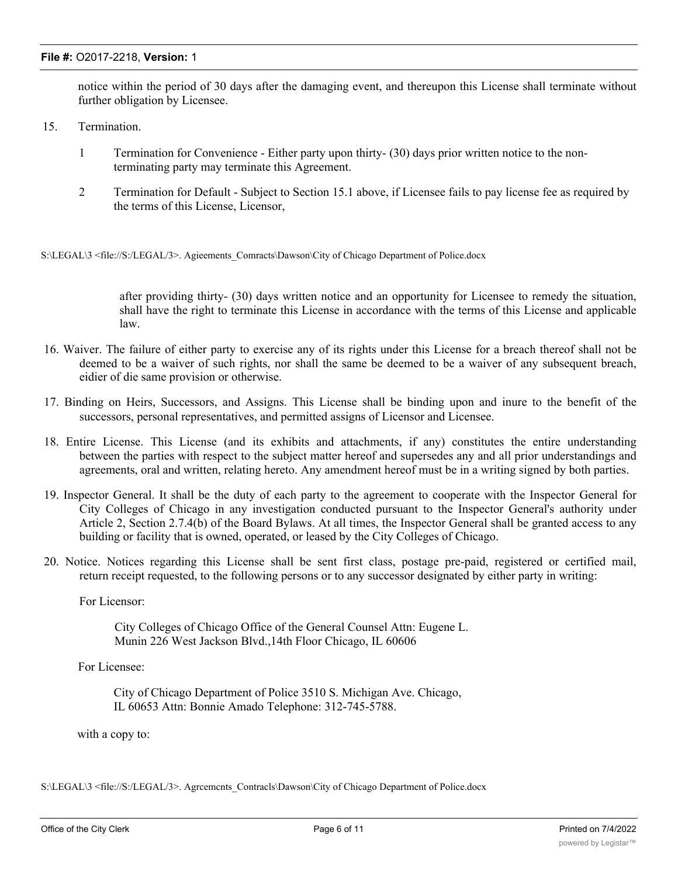notice within the period of 30 days after the damaging event, and thereupon this License shall terminate without further obligation by Licensee.

15. Termination.

    1 Termination for Convenience - Either party upon thirty- (30) days prior written notice to the non-terminating party may terminate this Agreement.

    2 Termination for Default - Subject to Section 15.1 above, if Licensee fails to pay license fee as required by the terms of this License, Licensor,

S:\LEGAL\3 <file://S:/LEGAL/3>. Agieements_Comracts\Dawson\City of Chicago Department of Police.docx

after providing thirty- (30) days written notice and an opportunity for Licensee to remedy the situation, shall have the right to terminate this License in accordance with the terms of this License and applicable law.

16. Waiver. The failure of either party to exercise any of its rights under this License for a breach thereof shall not be deemed to be a waiver of such rights, nor shall the same be deemed to be a waiver of any subsequent breach, eidier of die same provision or otherwise.

17. Binding on Heirs, Successors, and Assigns. This License shall be binding upon and inure to the benefit of the successors, personal representatives, and permitted assigns of Licensor and Licensee.

18. Entire License. This License (and its exhibits and attachments, if any) constitutes the entire understanding between the parties with respect to the subject matter hereof and supersedes any and all prior understandings and agreements, oral and written, relating hereto. Any amendment hereof must be in a writing signed by both parties.

19. Inspector General. It shall be the duty of each party to the agreement to cooperate with the Inspector General for City Colleges of Chicago in any investigation conducted pursuant to the Inspector General's authority under Article 2, Section 2.7.4(b) of the Board Bylaws. At all times, the Inspector General shall be granted access to any building or facility that is owned, operated, or leased by the City Colleges of Chicago.

20. Notice. Notices regarding this License shall be sent first class, postage pre-paid, registered or certified mail, return receipt requested, to the following persons or to any successor designated by either party in writing:

    For Licensor:

    City Colleges of Chicago Office of the General Counsel Attn: Eugene L. Munin 226 West Jackson Blvd.,14th Floor Chicago, IL 60606

    For Licensee:

    City of Chicago Department of Police 3510 S. Michigan Ave. Chicago, IL 60653 Attn: Bonnie Amado Telephone: 312-745-5788.

    with a copy to:

S:\LEGAL\3 <file://S:/LEGAL/3>. Agrcemcnts_Contracls\Dawson\City of Chicago Department of Police.docx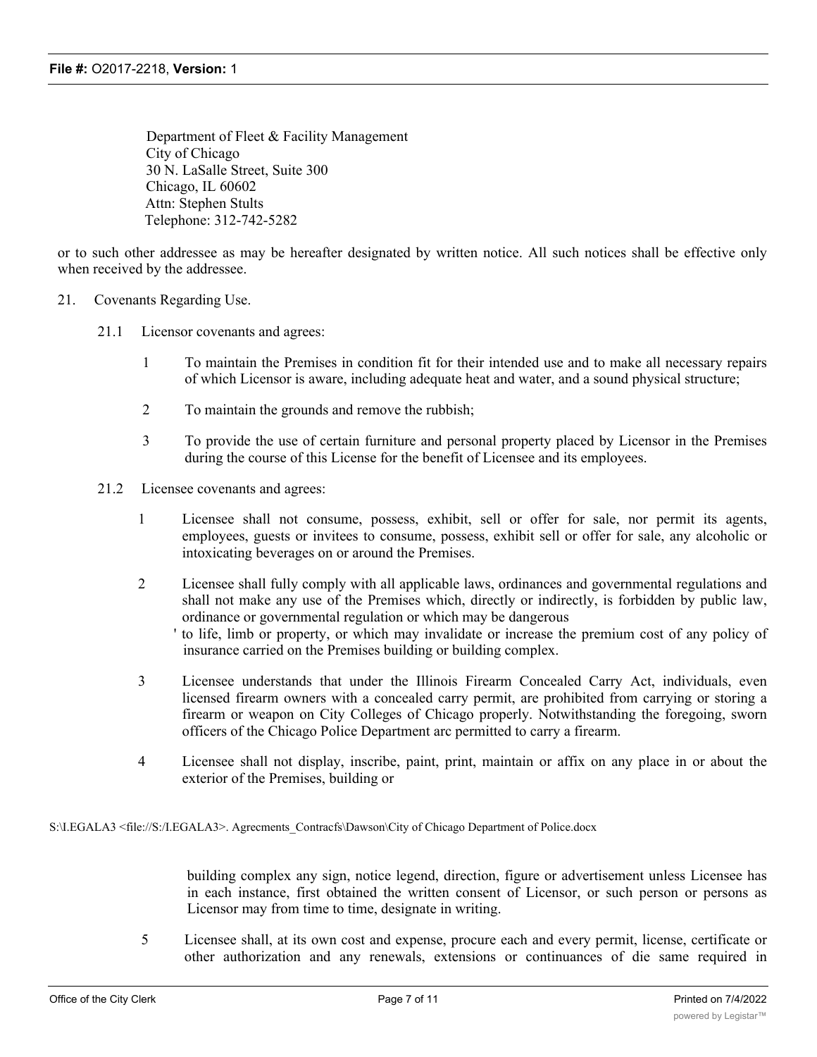Department of Fleet & Facility Management
City of Chicago
30 N. LaSalle Street, Suite 300
Chicago, IL 60602
Attn: Stephen Stults
Telephone: 312-742-5282

or to such other addressee as may be hereafter designated by written notice. All such notices shall be effective only when received by the addressee.

21. Covenants Regarding Use.

21.1 Licensor covenants and agrees:

1 To maintain the Premises in condition fit for their intended use and to make all necessary repairs of which Licensor is aware, including adequate heat and water, and a sound physical structure;

2 To maintain the grounds and remove the rubbish;

3 To provide the use of certain furniture and personal property placed by Licensor in the Premises during the course of this License for the benefit of Licensee and its employees.

21.2 Licensee covenants and agrees:

1 Licensee shall not consume, possess, exhibit, sell or offer for sale, nor permit its agents, employees, guests or invitees to consume, possess, exhibit sell or offer for sale, any alcoholic or intoxicating beverages on or around the Premises.

2 Licensee shall fully comply with all applicable laws, ordinances and governmental regulations and shall not make any use of the Premises which, directly or indirectly, is forbidden by public law, ordinance or governmental regulation or which may be dangerous ' to life, limb or property, or which may invalidate or increase the premium cost of any policy of insurance carried on the Premises building or building complex.

3 Licensee understands that under the Illinois Firearm Concealed Carry Act, individuals, even licensed firearm owners with a concealed carry permit, are prohibited from carrying or storing a firearm or weapon on City Colleges of Chicago properly. Notwithstanding the foregoing, sworn officers of the Chicago Police Department arc permitted to carry a firearm.

4 Licensee shall not display, inscribe, paint, print, maintain or affix on any place in or about the exterior of the Premises, building or

S:\I.EGALA3 <file://S:/I.EGALA3>. Agrecments_Contracfs\Dawson\City of Chicago Department of Police.docx

building complex any sign, notice legend, direction, figure or advertisement unless Licensee has in each instance, first obtained the written consent of Licensor, or such person or persons as Licensor may from time to time, designate in writing.

5 Licensee shall, at its own cost and expense, procure each and every permit, license, certificate or other authorization and any renewals, extensions or continuances of die same required in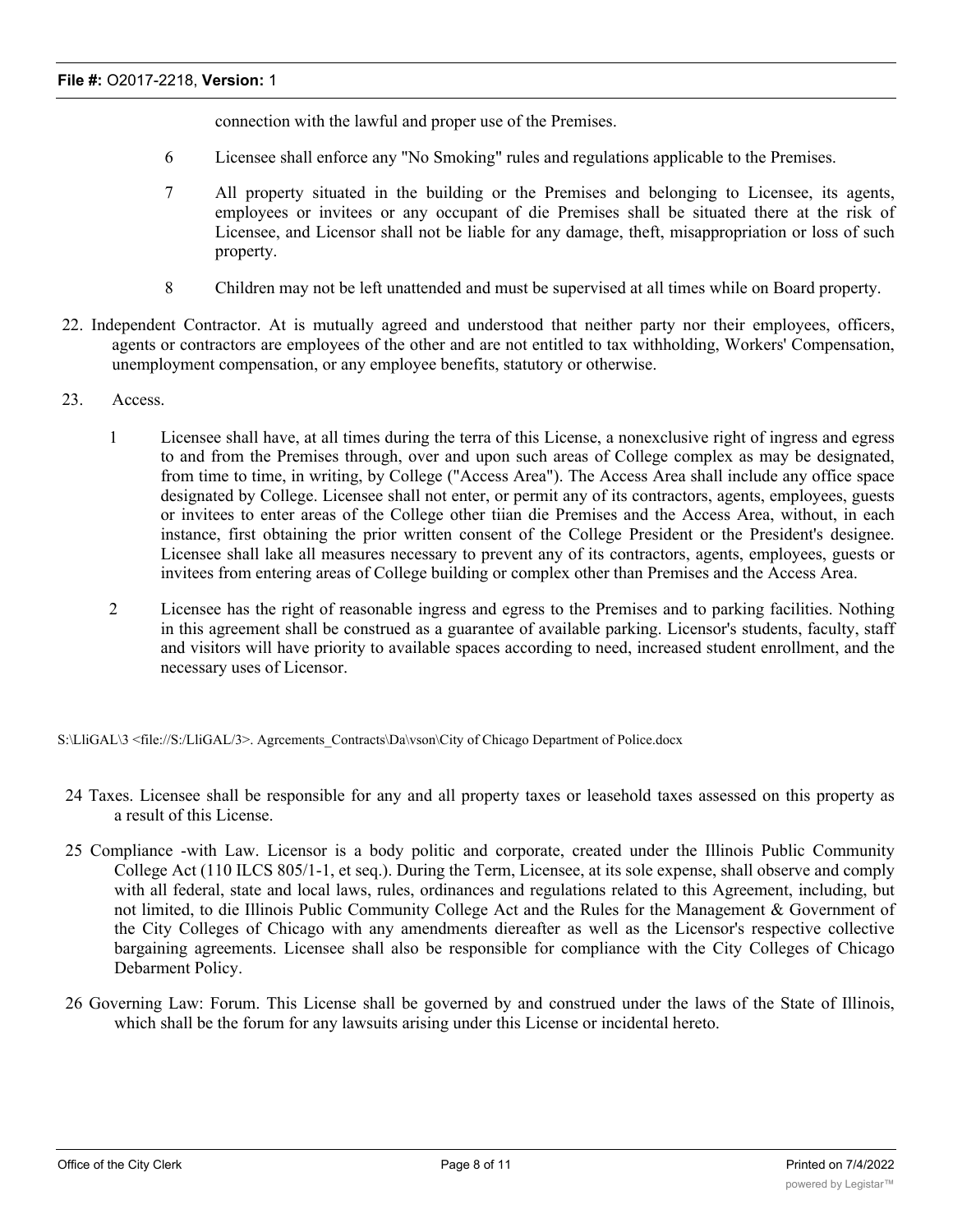connection with the lawful and proper use of the Premises.

6 Licensee shall enforce any "No Smoking" rules and regulations applicable to the Premises.

7 All property situated in the building or the Premises and belonging to Licensee, its agents, employees or invitees or any occupant of die Premises shall be situated there at the risk of Licensee, and Licensor shall not be liable for any damage, theft, misappropriation or loss of such property.

8 Children may not be left unattended and must be supervised at all times while on Board property.

22. Independent Contractor. At is mutually agreed and understood that neither party nor their employees, officers, agents or contractors are employees of the other and are not entitled to tax withholding, Workers' Compensation, unemployment compensation, or any employee benefits, statutory or otherwise.

23. Access.

1 Licensee shall have, at all times during the terra of this License, a nonexclusive right of ingress and egress to and from the Premises through, over and upon such areas of College complex as may be designated, from time to time, in writing, by College ("Access Area"). The Access Area shall include any office space designated by College. Licensee shall not enter, or permit any of its contractors, agents, employees, guests or invitees to enter areas of the College other tiian die Premises and the Access Area, without, in each instance, first obtaining the prior written consent of the College President or the President's designee. Licensee shall lake all measures necessary to prevent any of its contractors, agents, employees, guests or invitees from entering areas of College building or complex other than Premises and the Access Area.

2 Licensee has the right of reasonable ingress and egress to the Premises and to parking facilities. Nothing in this agreement shall be construed as a guarantee of available parking. Licensor's students, faculty, staff and visitors will have priority to available spaces according to need, increased student enrollment, and the necessary uses of Licensor.

S:\LliGAL\3 <file://S:/LliGAL/3>. Agrcements_Contracts\Da\vson\City of Chicago Department of Police.docx

24 Taxes. Licensee shall be responsible for any and all property taxes or leasehold taxes assessed on this property as a result of this License.

25 Compliance -with Law. Licensor is a body politic and corporate, created under the Illinois Public Community College Act (110 ILCS 805/1-1, et seq.). During the Term, Licensee, at its sole expense, shall observe and comply with all federal, state and local laws, rules, ordinances and regulations related to this Agreement, including, but not limited, to die Illinois Public Community College Act and the Rules for the Management & Government of the City Colleges of Chicago with any amendments diereafter as well as the Licensor's respective collective bargaining agreements. Licensee shall also be responsible for compliance with the City Colleges of Chicago Debarment Policy.

26 Governing Law: Forum. This License shall be governed by and construed under the laws of the State of Illinois, which shall be the forum for any lawsuits arising under this License or incidental hereto.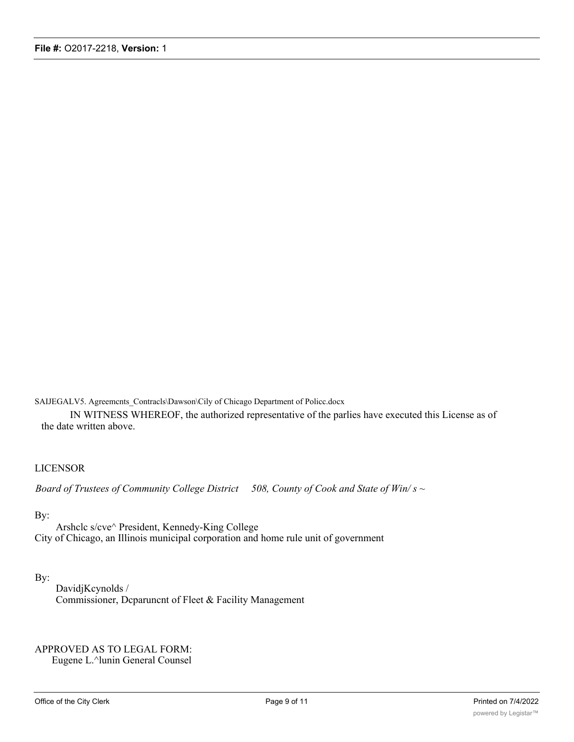SAIJEGALV5. Agreemcnts_Contracls\Dawson\Cily of Chicago Department of Policc.docx

IN WITNESS WHEREOF, the authorized representative of the parlies have executed this License as of the date written above.

LICENSOR

*Board of Trustees of Community College District 508, County of Cook and State of Win/ s ~*

By:

Arshclc s/cve^ President, Kennedy-King College

City of Chicago, an Illinois municipal corporation and home rule unit of government

By:

DavidjKcynolds /

Commissioner, Dcparuncnt of Fleet & Facility Management

APPROVED AS TO LEGAL FORM:

Eugene L.^lunin General Counsel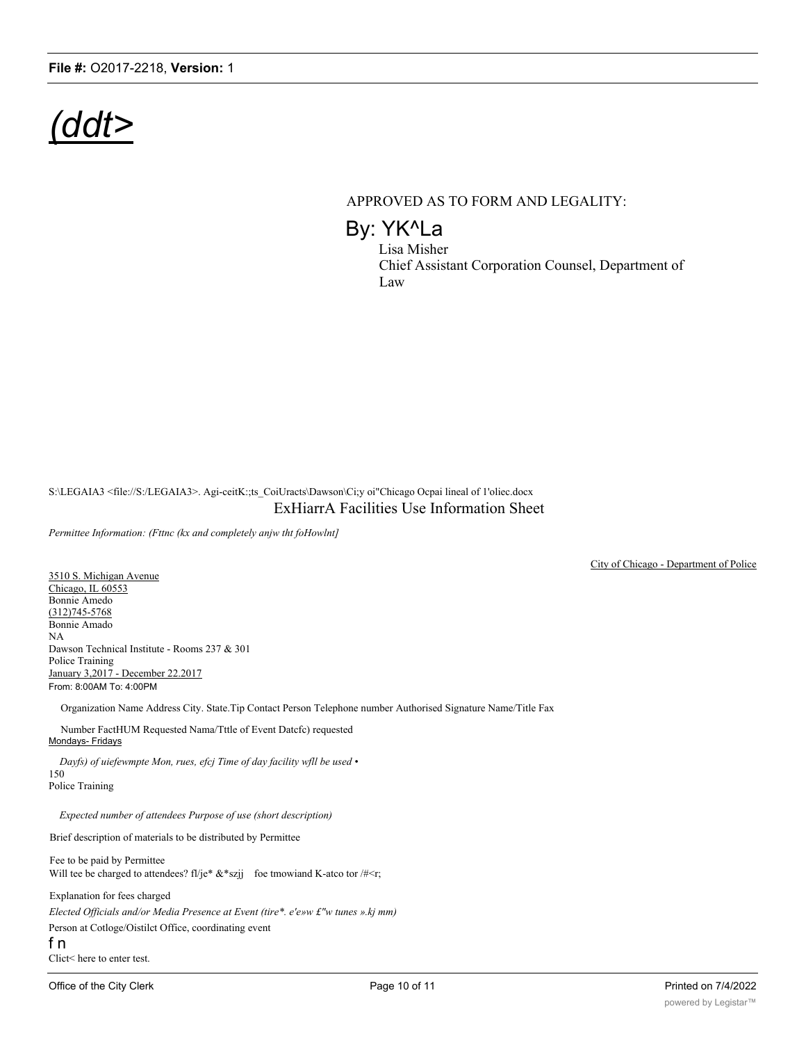*(ddt>*

APPROVED AS TO FORM AND LEGALITY:

By: YK^La

Lisa Misher
Chief Assistant Corporation Counsel, Department of Law

S:\LEGAIA3 <file://S:/LEGAIA3>. Agi-ceitK:;ts_CoiUracts\Dawson\Ci;y oi"Chicago Ocpai lineal of 1'oliec.docx

ExHiarrA Facilities Use Information Sheet

*Permittee Information: (Fttnc (kx and completely anjw tht foHowlnt]*

City of Chicago - Department of Police

3510 S. Michigan Avenue
Chicago, IL 60553
Bonnie Amedo
(312)745-5768
Bonnie Amado
NA
Dawson Technical Institute - Rooms 237 & 301
Police Training
January 3,2017 - December 22.2017
From: 8:00AM To: 4:00PM

Organization Name Address City. State.Tip Contact Person Telephone number Authorised Signature Name/Title Fax

Number FactHUM Requested Nama/Tttle of Event Datcfc) requested
Mondays- Fridays

*Dayfs) of uiefewmpte Mon, rues, efcj Time of day facility wfll be used •*
150
Police Training

*Expected number of attendees Purpose of use (short description)*

Brief description of materials to be distributed by Permittee

Fee to be paid by Permittee
Will tee be charged to attendees? fl/je* &*szjj foe tmowiand K-atco tor /#<r;

Explanation for fees charged

*Elected Officials and/or Media Presence at Event (tire*. e'e»w £"w tunes ».kj mm)*

Person at Cotloge/Oistilct Office, coordinating event

f n

Clict< here to enter test.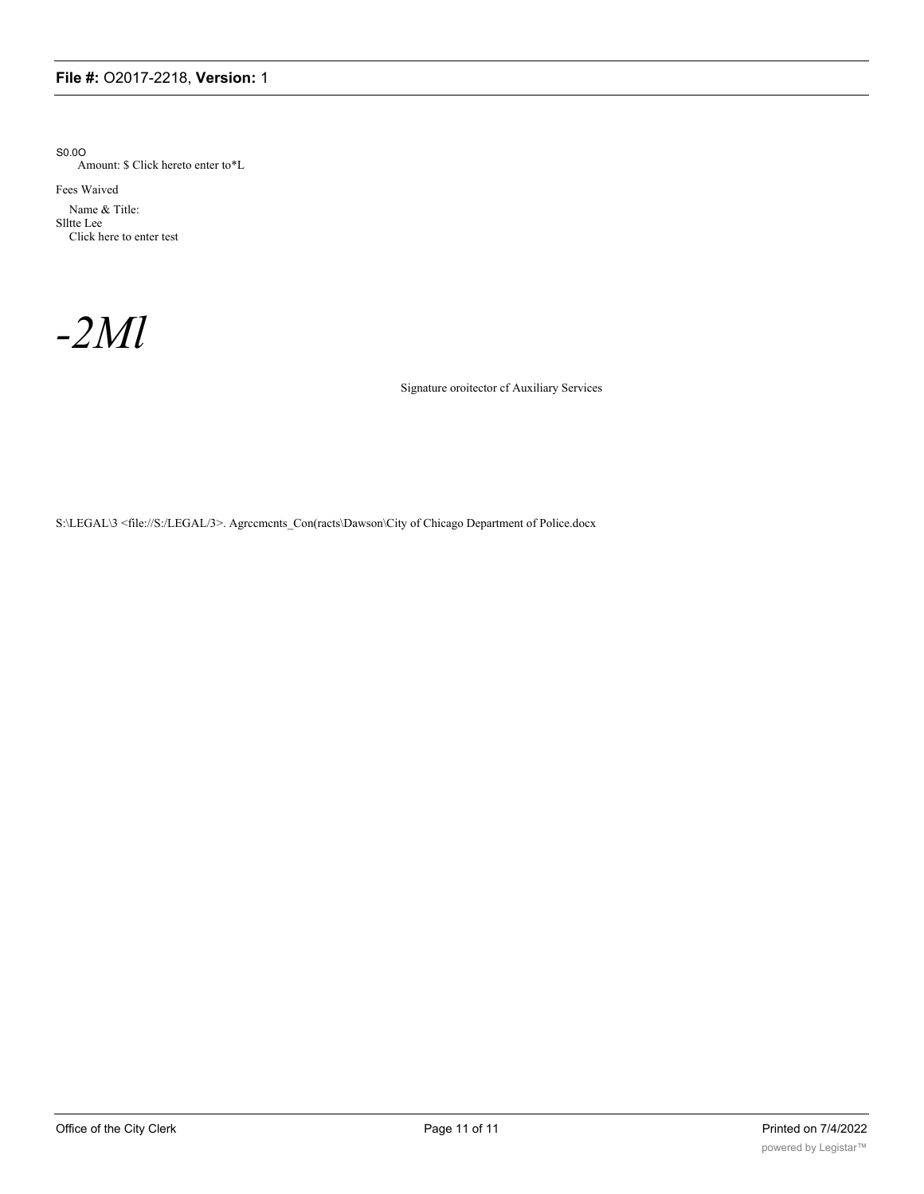S0.0O
Amount: $ Click hereto enter to*L

Fees Waived

Name & Title:
Slltte Lee
Click here to enter test

*-2Ml*

Signature oroitector cf Auxiliary Services

S:\LEGAL\3 <file://S:/LEGAL/3>. Agrccmcnts_Con(racts\Dawson\City of Chicago Department of Police.docx